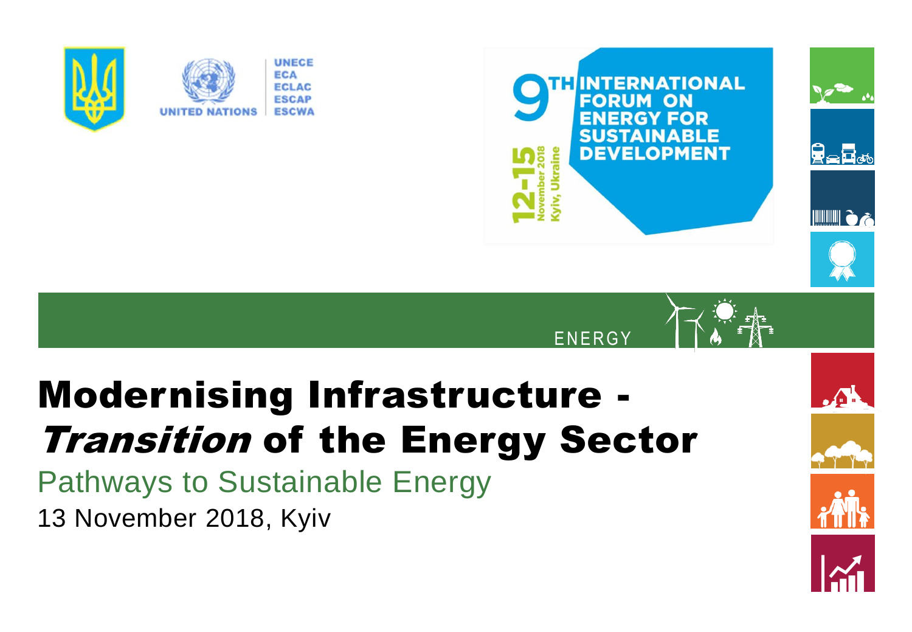UNITED NATIONS

UNECE
ECA
ECLAC
ESCAP
ESCWA

9TH INTERNATIONAL FORUM ON ENERGY FOR SUSTAINABLE DEVELOPMENT

12-15 November 2018
Kyiv, Ukraine

ENERGY

# Modernising Infrastructure - *Transition* of the Energy Sector

## Pathways to Sustainable Energy

13 November 2018, Kyiv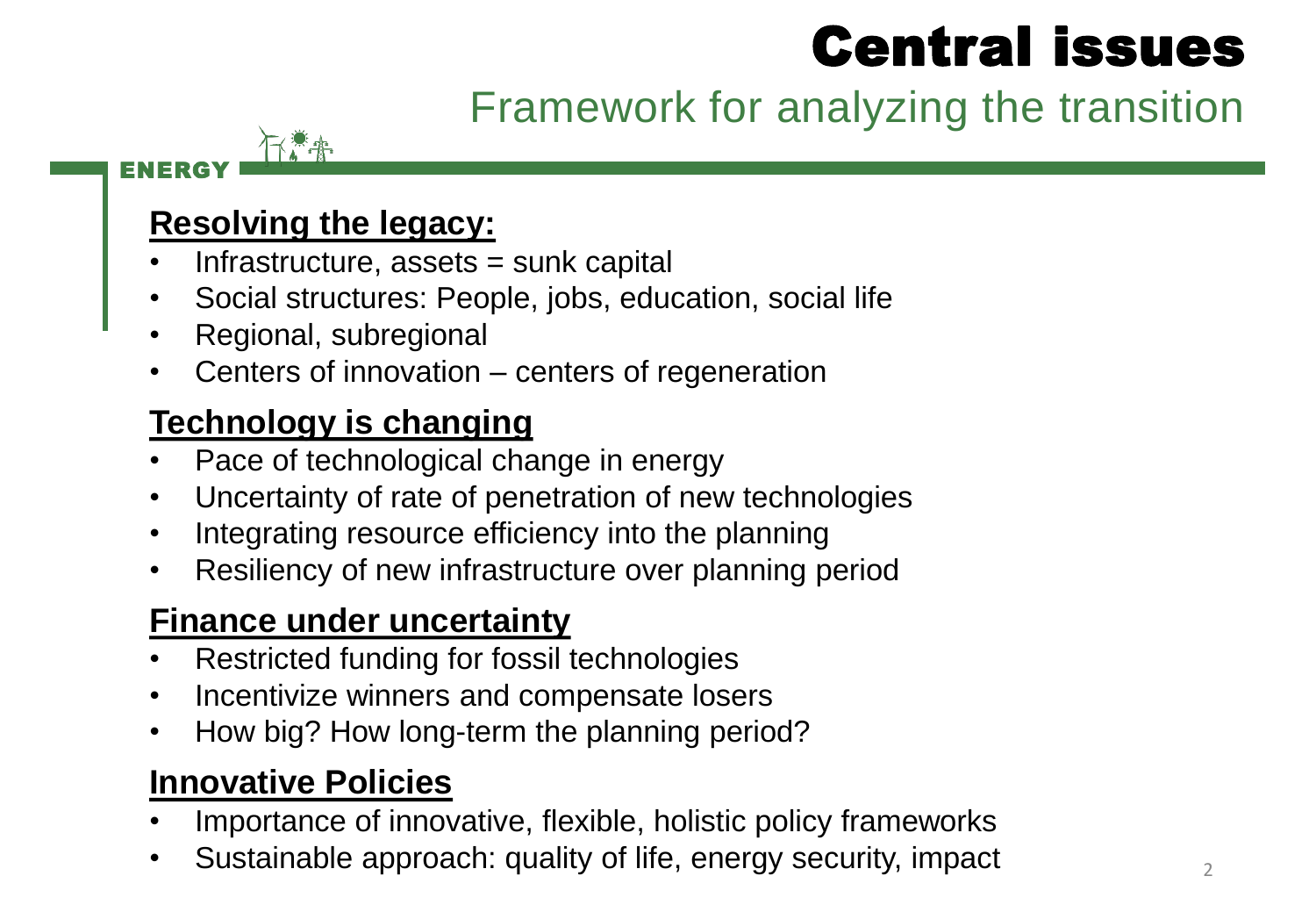# Central issues

## Framework for analyzing the transition

ENERGY

**Resolving the legacy:**

- Infrastructure, assets = sunk capital
- Social structures: People, jobs, education, social life
- Regional, subregional
- Centers of innovation – centers of regeneration

**Technology is changing**

- Pace of technological change in energy
- Uncertainty of rate of penetration of new technologies
- Integrating resource efficiency into the planning
- Resiliency of new infrastructure over planning period

**Finance under uncertainty**

- Restricted funding for fossil technologies
- Incentivize winners and compensate losers
- How big? How long-term the planning period?

**Innovative Policies**

- Importance of innovative, flexible, holistic policy frameworks
- Sustainable approach: quality of life, energy security, impact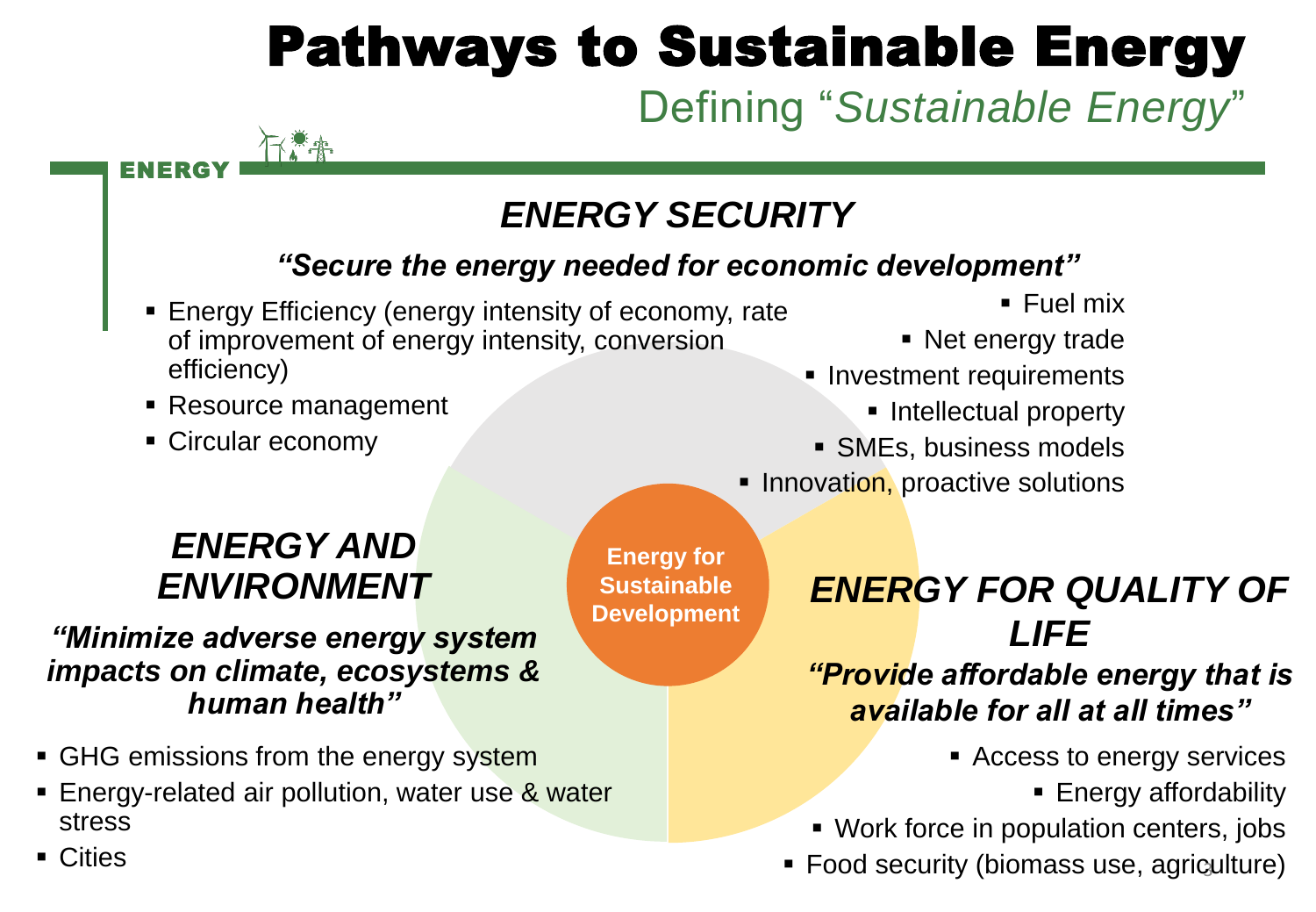# Pathways to Sustainable Energy

## Defining "*Sustainable Energy*"

ENERGY

### *ENERGY SECURITY*

***"Secure the energy needed for economic development"***

- Energy Efficiency (energy intensity of economy, rate of improvement of energy intensity, conversion efficiency)
- Resource management
- Circular economy

- Fuel mix
- Net energy trade
- Investment requirements
- Intellectual property
- SMEs, business models
- Innovation, proactive solutions

**Energy for Sustainable Development**

### *ENERGY AND ENVIRONMENT*

***"Minimize adverse energy system impacts on climate, ecosystems & human health"***

- GHG emissions from the energy system
- Energy-related air pollution, water use & water stress
- Cities

### *ENERGY FOR QUALITY OF LIFE*

***"Provide affordable energy that is available for all at all times"***

- Access to energy services
- Energy affordability
- Work force in population centers, jobs
- Food security (biomass use, agriculture)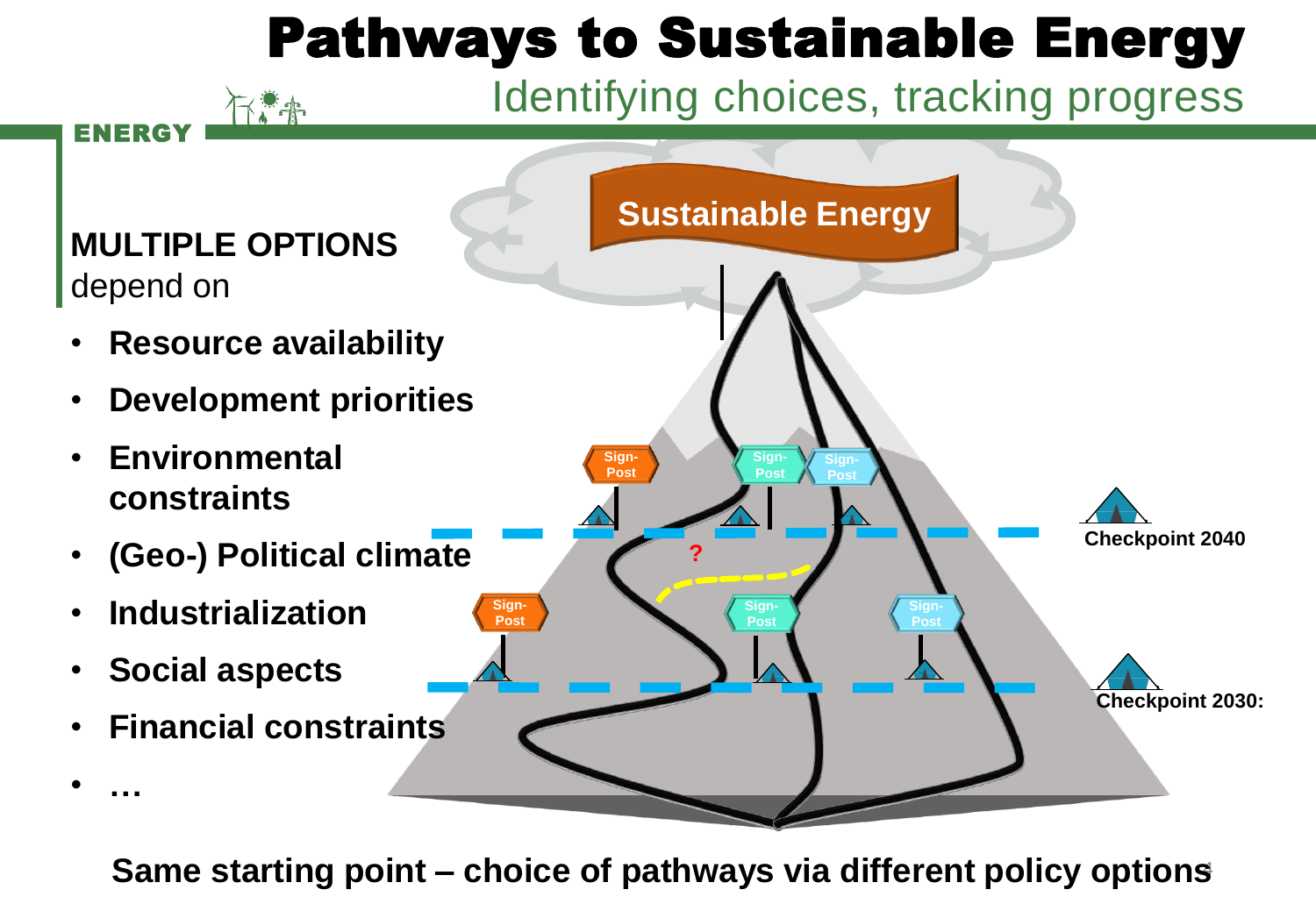# Pathways to Sustainable Energy

## Identifying choices, tracking progress

ENERGY

**MULTIPLE OPTIONS**
depend on

- **Resource availability**
- **Development priorities**
- **Environmental constraints**
- **(Geo-) Political climate**
- **Industrialization**
- **Social aspects**
- **Financial constraints**
- **…**

Sustainable Energy

Sign-Post

Sign-Post

Sign-Post

Checkpoint 2040

?

Sign-Post

Sign-Post

Sign-Post

Checkpoint 2030:

**Same starting point – choice of pathways via different policy options**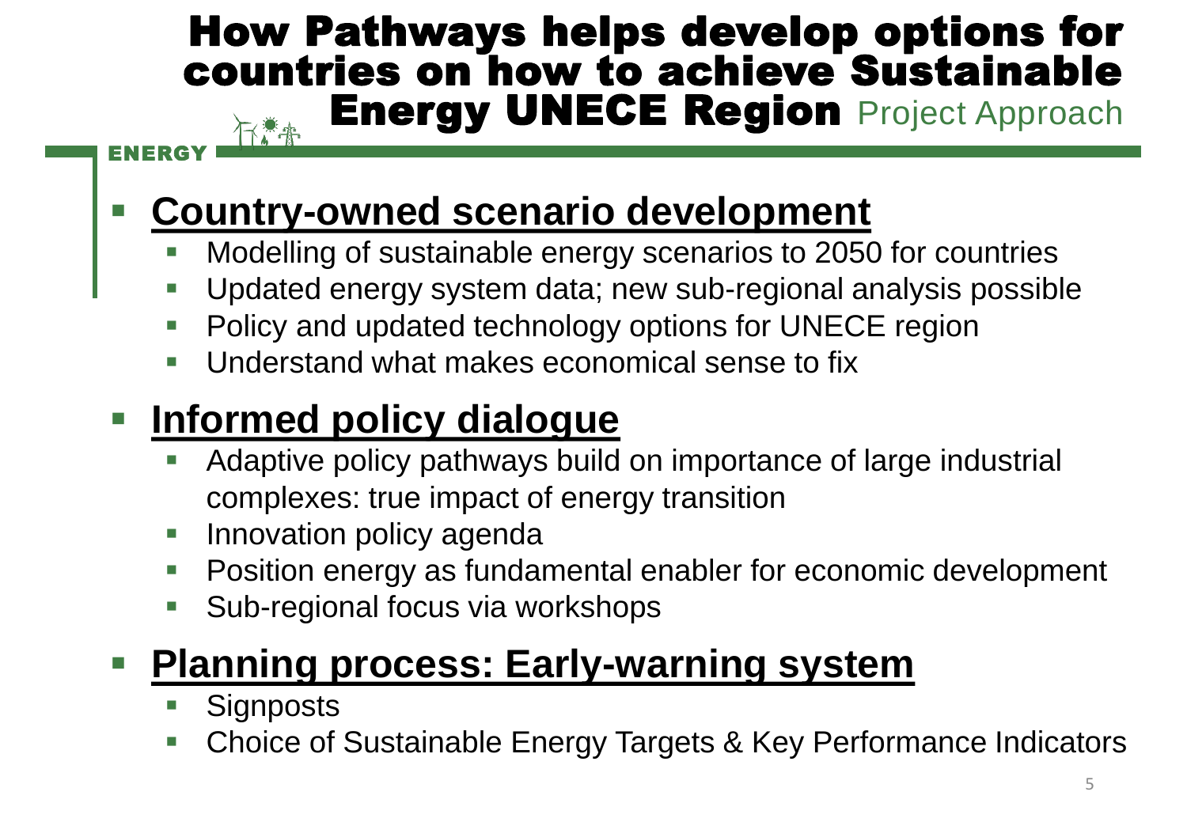# How Pathways helps develop options for countries on how to achieve Sustainable Energy UNECE Region Project Approach

ENERGY

- **Country-owned scenario development**
  - Modelling of sustainable energy scenarios to 2050 for countries
  - Updated energy system data; new sub-regional analysis possible
  - Policy and updated technology options for UNECE region
  - Understand what makes economical sense to fix
- **Informed policy dialogue**
  - Adaptive policy pathways build on importance of large industrial complexes: true impact of energy transition
  - Innovation policy agenda
  - Position energy as fundamental enabler for economic development
  - Sub-regional focus via workshops
- **Planning process: Early-warning system**
  - Signposts
  - Choice of Sustainable Energy Targets & Key Performance Indicators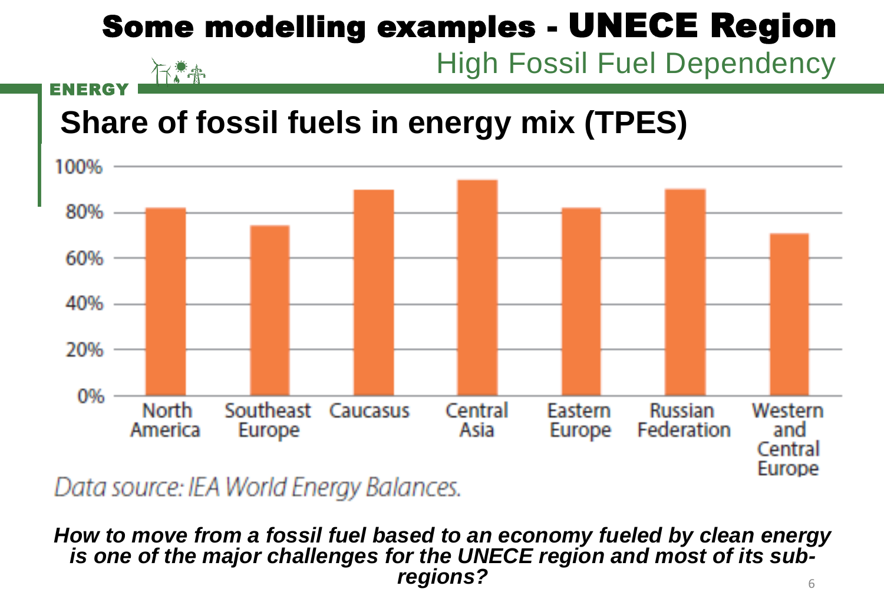# Some modelling examples - UNECE Region

## High Fossil Fuel Dependency

ENERGY

### Share of fossil fuels in energy mix (TPES)

| Region | Share |
|---|---|
| North America | ~82% |
| Southeast Europe | ~74% |
| Caucasus | ~90% |
| Central Asia | ~94% |
| Eastern Europe | ~82% |
| Russian Federation | ~90% |
| Western and Central Europe | ~70% |

*Data source: IEA World Energy Balances.*

***How to move from a fossil fuel based to an economy fueled by clean energy is one of the major challenges for the UNECE region and most of its sub-regions?***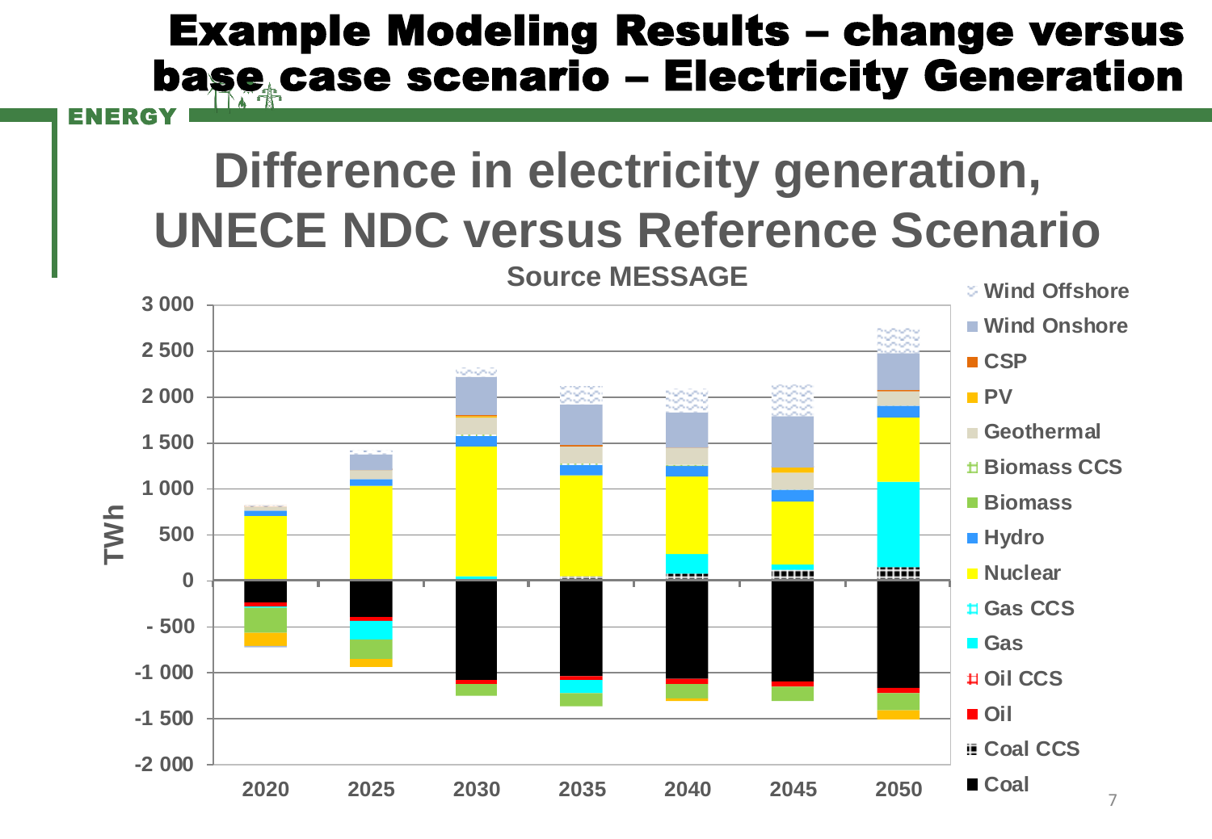# Example Modeling Results – change versus base case scenario – Electricity Generation

ENERGY

## Difference in electricity generation, UNECE NDC versus Reference Scenario

**Source MESSAGE**

TWh

3 000
2 500
2 000
1 500
1 000
500
0
- 500
-1 000
-1 500
-2 000

2020 2025 2030 2035 2040 2045 2050

- Wind Offshore
- Wind Onshore
- CSP
- PV
- Geothermal
- Biomass CCS
- Biomass
- Hydro
- Nuclear
- Gas CCS
- Gas
- Oil CCS
- Oil
- Coal CCS
- Coal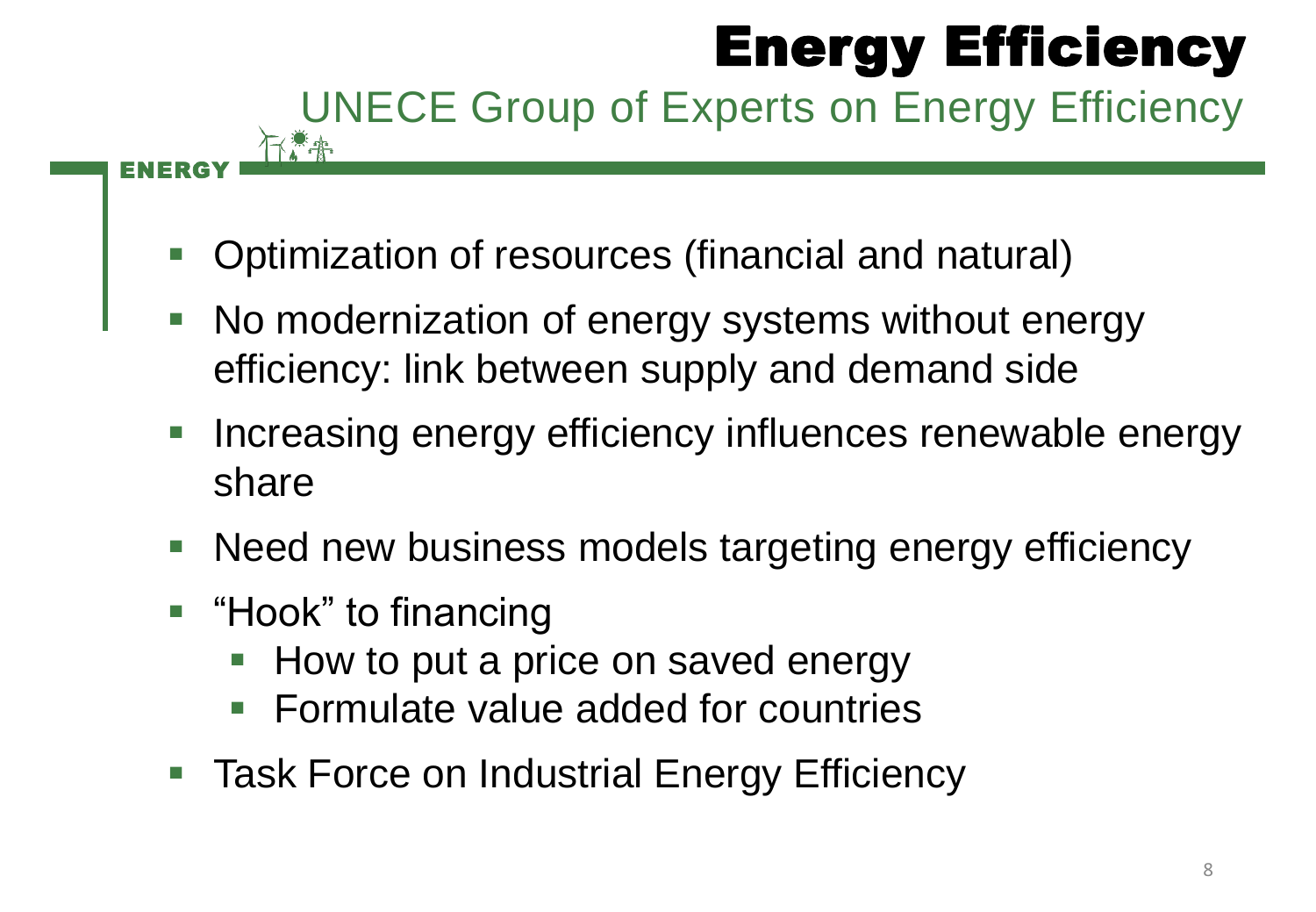# Energy Efficiency

## UNECE Group of Experts on Energy Efficiency

- Optimization of resources (financial and natural)
- No modernization of energy systems without energy efficiency: link between supply and demand side
- Increasing energy efficiency influences renewable energy share
- Need new business models targeting energy efficiency
- "Hook" to financing
  - How to put a price on saved energy
  - Formulate value added for countries
- Task Force on Industrial Energy Efficiency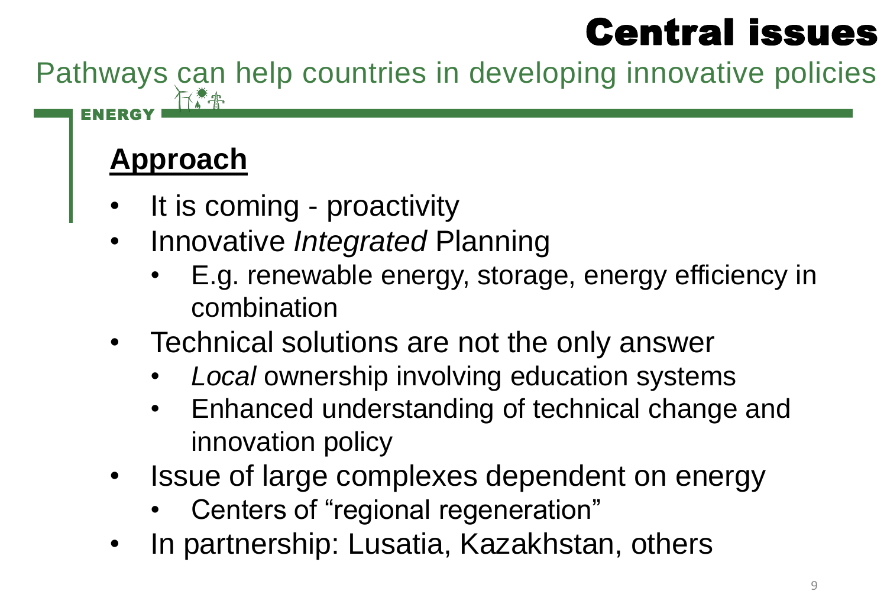# Central issues

## Pathways can help countries in developing innovative policies

ENERGY

### **Approach**

- It is coming - proactivity
- Innovative *Integrated* Planning
    - E.g. renewable energy, storage, energy efficiency in combination
- Technical solutions are not the only answer
    - *Local* ownership involving education systems
    - Enhanced understanding of technical change and innovation policy
- Issue of large complexes dependent on energy
    - Centers of "regional regeneration"
- In partnership: Lusatia, Kazakhstan, others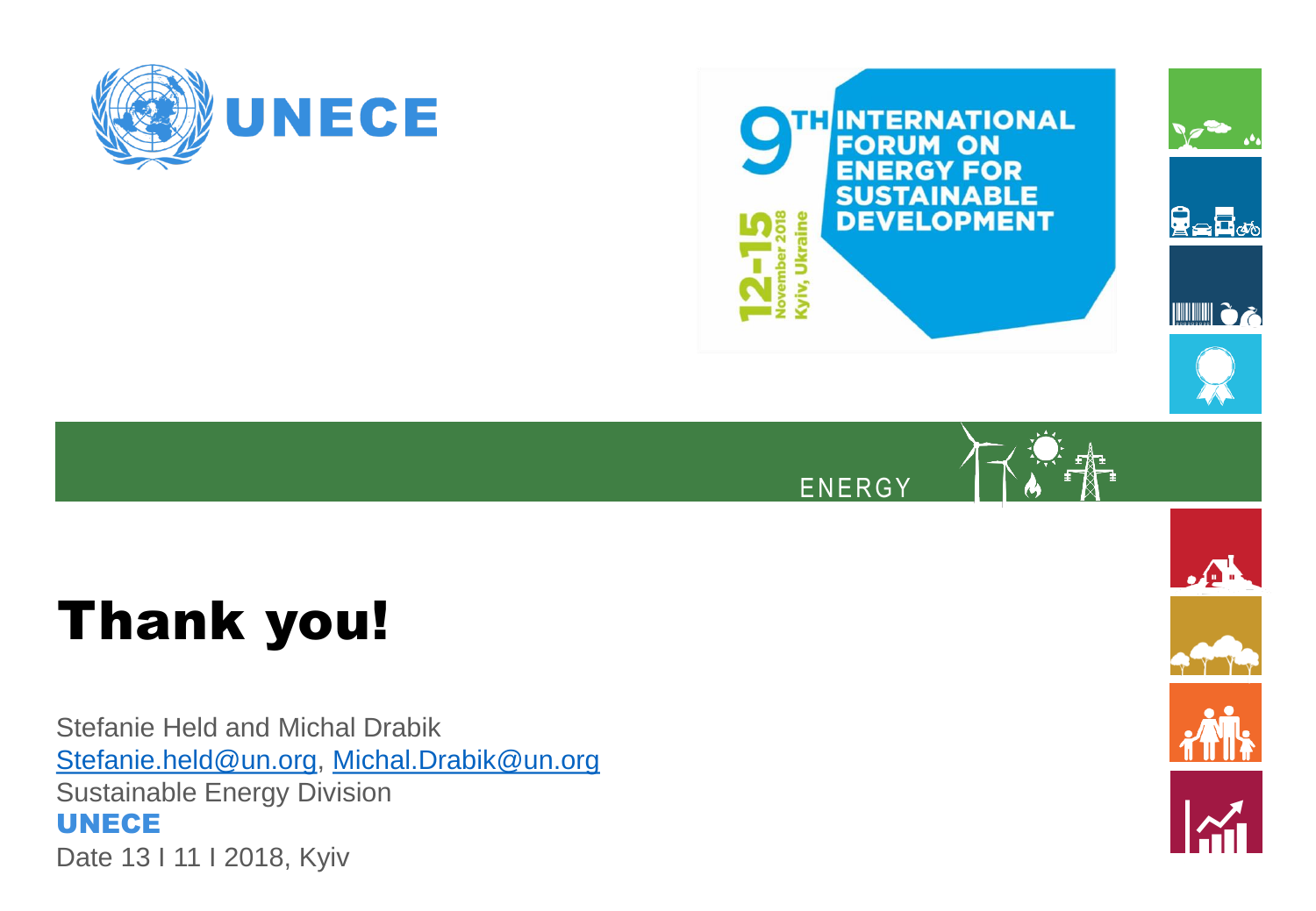UNECE

9TH INTERNATIONAL FORUM ON ENERGY FOR SUSTAINABLE DEVELOPMENT

12-15 November 2018 Kyiv, Ukraine

ENERGY

# Thank you!

Stefanie Held and Michal Drabik
Stefanie.held@un.org, Michal.Drabik@un.org
Sustainable Energy Division
**UNECE**
Date 13 I 11 I 2018, Kyiv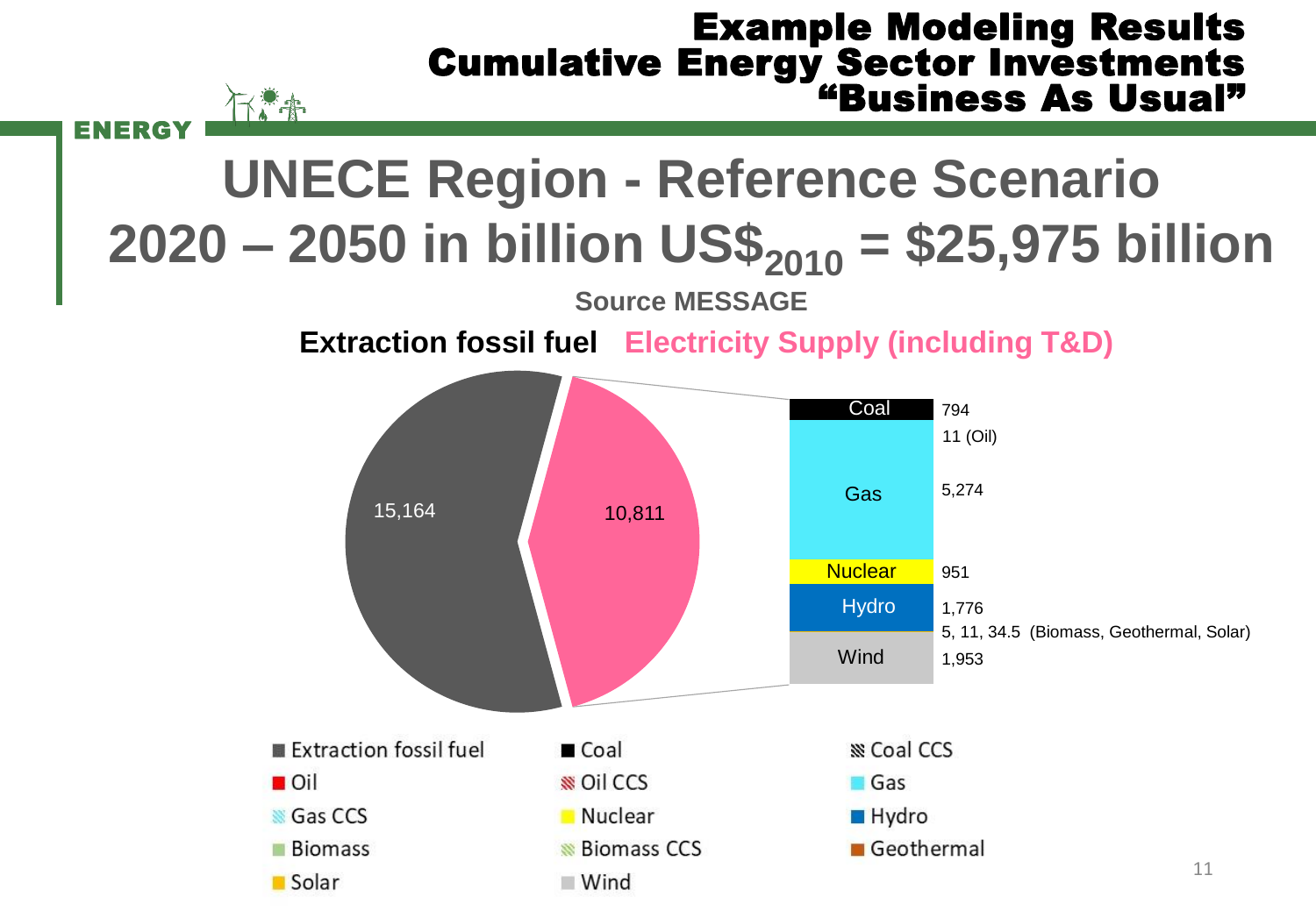# Example Modeling Results
# Cumulative Energy Sector Investments
# "Business As Usual"

## UNECE Region - Reference Scenario 2020 – 2050 in billion US$$_{2010}$ = $25,975 billion

**Source MESSAGE**

**Extraction fossil fuel** **Electricity Supply (including T&D)**

| Category | Value (billion US$) |
| --- | --- |
| Extraction fossil fuel | 15,164 |
| Electricity Supply (including T&D) | 10,811 |

Electricity Supply breakdown:

| Technology | Value (billion US$) |
| --- | --- |
| Coal | 794 |
| Oil | 11 |
| Gas | 5,274 |
| Nuclear | 951 |
| Hydro | 1,776 |
| Biomass, Geothermal, Solar | 5, 11, 34.5 |
| Wind | 1,953 |

Legend: Extraction fossil fuel, Coal, Coal CCS, Oil, Oil CCS, Gas, Gas CCS, Nuclear, Hydro, Biomass, Biomass CCS, Geothermal, Solar, Wind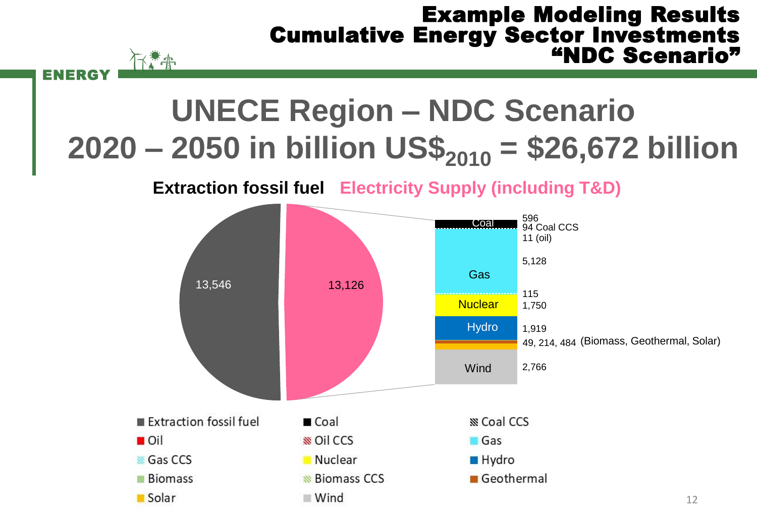# Example Modeling Results
# Cumulative Energy Sector Investments
# "NDC Scenario"

## UNECE Region – NDC Scenario

## 2020 – 2050 in billion $US\$_{2010}$ = \$26,672 billion

**Extraction fossil fuel** **Electricity Supply (including T&D)**

13,546

13,126

Coal

Gas

Nuclear

Hydro

Wind

596

94 Coal CCS

11 (oil)

5,128

115

1,750

1,919

49, 214, 484 (Biomass, Geothermal, Solar)

2,766

Extraction fossil fuel
Coal
Coal CCS
Oil
Oil CCS
Gas
Gas CCS
Nuclear
Hydro
Biomass
Biomass CCS
Geothermal
Solar
Wind